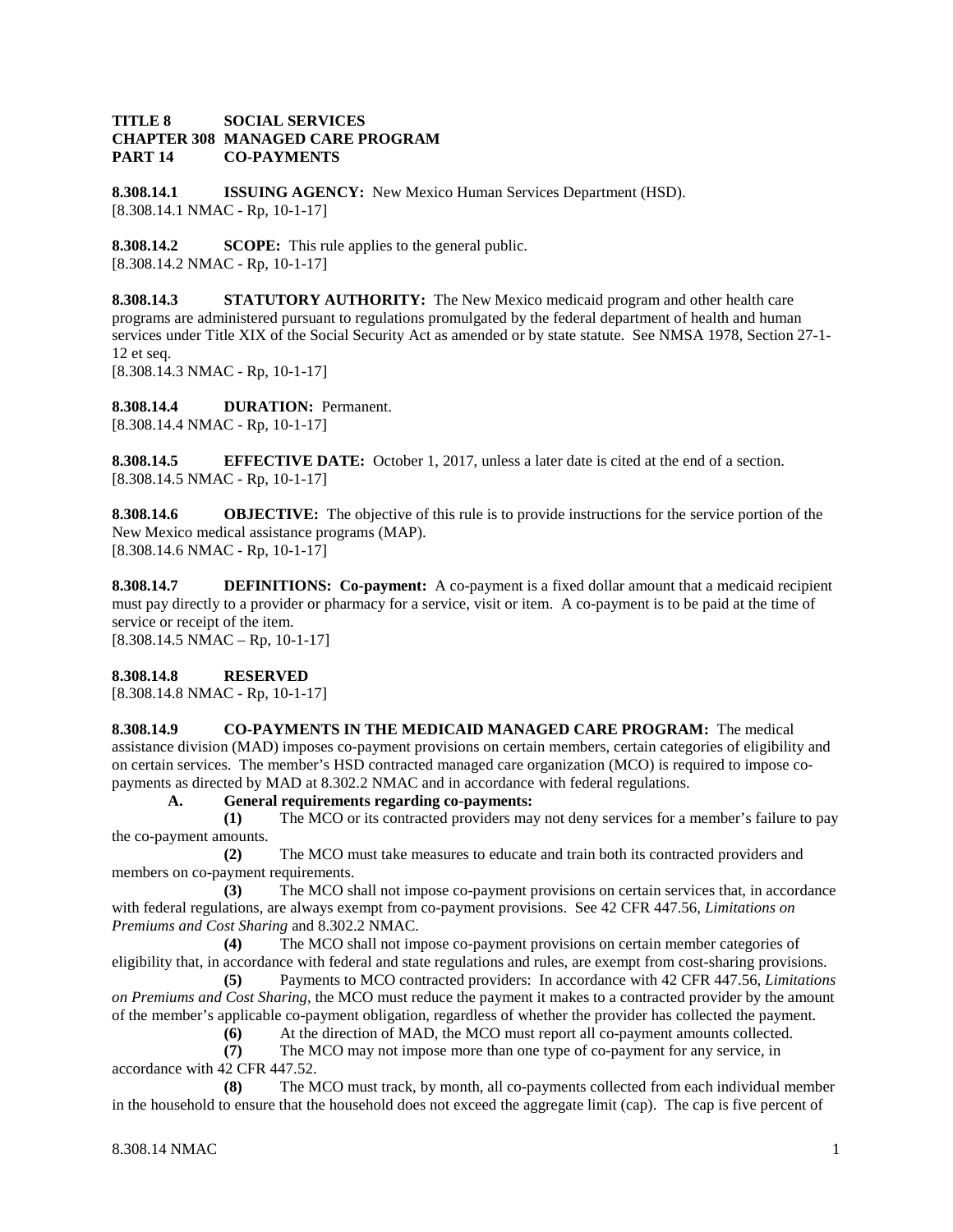**TITLE 8 SOCIAL SERVICES**
**CHAPTER 308 MANAGED CARE PROGRAM**
**PART 14 CO-PAYMENTS**

**8.308.14.1 ISSUING AGENCY:** New Mexico Human Services Department (HSD).
[8.308.14.1 NMAC - Rp, 10-1-17]

**8.308.14.2 SCOPE:** This rule applies to the general public.
[8.308.14.2 NMAC - Rp, 10-1-17]

**8.308.14.3 STATUTORY AUTHORITY:** The New Mexico medicaid program and other health care programs are administered pursuant to regulations promulgated by the federal department of health and human services under Title XIX of the Social Security Act as amended or by state statute. See NMSA 1978, Section 27-1-12 et seq.
[8.308.14.3 NMAC - Rp, 10-1-17]

**8.308.14.4 DURATION:** Permanent.
[8.308.14.4 NMAC - Rp, 10-1-17]

**8.308.14.5 EFFECTIVE DATE:** October 1, 2017, unless a later date is cited at the end of a section.
[8.308.14.5 NMAC - Rp, 10-1-17]

**8.308.14.6 OBJECTIVE:** The objective of this rule is to provide instructions for the service portion of the New Mexico medical assistance programs (MAP).
[8.308.14.6 NMAC - Rp, 10-1-17]

**8.308.14.7 DEFINITIONS: Co-payment:** A co-payment is a fixed dollar amount that a medicaid recipient must pay directly to a provider or pharmacy for a service, visit or item. A co-payment is to be paid at the time of service or receipt of the item.
[8.308.14.5 NMAC – Rp, 10-1-17]

**8.308.14.8 RESERVED**
[8.308.14.8 NMAC - Rp, 10-1-17]

**8.308.14.9 CO-PAYMENTS IN THE MEDICAID MANAGED CARE PROGRAM:** The medical assistance division (MAD) imposes co-payment provisions on certain members, certain categories of eligibility and on certain services. The member's HSD contracted managed care organization (MCO) is required to impose co-payments as directed by MAD at 8.302.2 NMAC and in accordance with federal regulations.

**A. General requirements regarding co-payments:**

**(1)** The MCO or its contracted providers may not deny services for a member's failure to pay the co-payment amounts.

**(2)** The MCO must take measures to educate and train both its contracted providers and members on co-payment requirements.

**(3)** The MCO shall not impose co-payment provisions on certain services that, in accordance with federal regulations, are always exempt from co-payment provisions. See 42 CFR 447.56, *Limitations on Premiums and Cost Sharing* and 8.302.2 NMAC.

**(4)** The MCO shall not impose co-payment provisions on certain member categories of eligibility that, in accordance with federal and state regulations and rules, are exempt from cost-sharing provisions.

**(5)** Payments to MCO contracted providers: In accordance with 42 CFR 447.56, *Limitations on Premiums and Cost Sharing*, the MCO must reduce the payment it makes to a contracted provider by the amount of the member's applicable co-payment obligation, regardless of whether the provider has collected the payment.

**(6)** At the direction of MAD, the MCO must report all co-payment amounts collected.

**(7)** The MCO may not impose more than one type of co-payment for any service, in accordance with 42 CFR 447.52.

**(8)** The MCO must track, by month, all co-payments collected from each individual member in the household to ensure that the household does not exceed the aggregate limit (cap). The cap is five percent of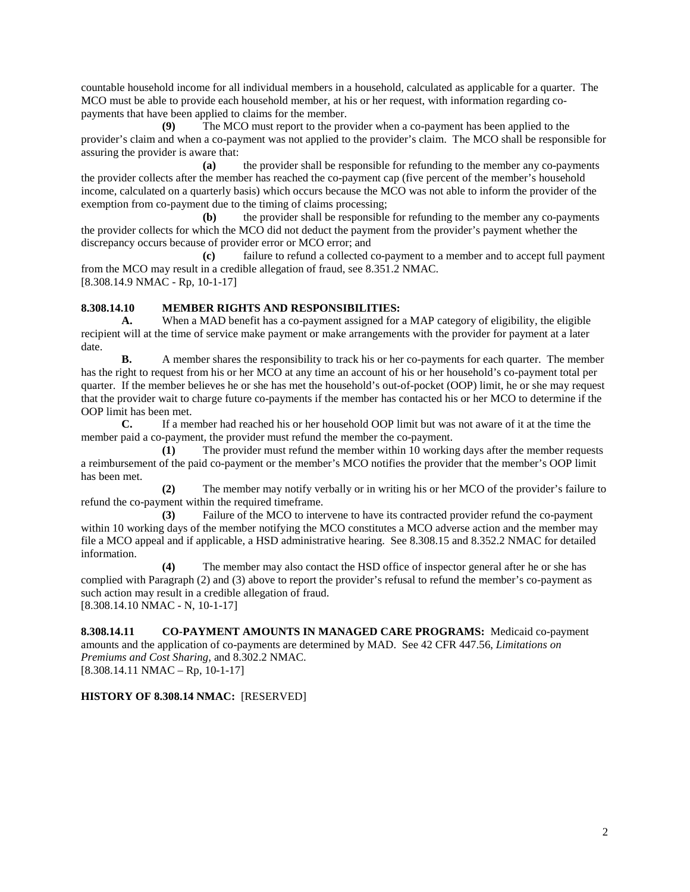countable household income for all individual members in a household, calculated as applicable for a quarter. The MCO must be able to provide each household member, at his or her request, with information regarding co-payments that have been applied to claims for the member.

**(9)** The MCO must report to the provider when a co-payment has been applied to the provider's claim and when a co-payment was not applied to the provider's claim. The MCO shall be responsible for assuring the provider is aware that:

**(a)** the provider shall be responsible for refunding to the member any co-payments the provider collects after the member has reached the co-payment cap (five percent of the member's household income, calculated on a quarterly basis) which occurs because the MCO was not able to inform the provider of the exemption from co-payment due to the timing of claims processing;

**(b)** the provider shall be responsible for refunding to the member any co-payments the provider collects for which the MCO did not deduct the payment from the provider's payment whether the discrepancy occurs because of provider error or MCO error; and

**(c)** failure to refund a collected co-payment to a member and to accept full payment from the MCO may result in a credible allegation of fraud, see 8.351.2 NMAC.

[8.308.14.9 NMAC - Rp, 10-1-17]

**8.308.14.10 MEMBER RIGHTS AND RESPONSIBILITIES:**

**A.** When a MAD benefit has a co-payment assigned for a MAP category of eligibility, the eligible recipient will at the time of service make payment or make arrangements with the provider for payment at a later date.

**B.** A member shares the responsibility to track his or her co-payments for each quarter. The member has the right to request from his or her MCO at any time an account of his or her household's co-payment total per quarter. If the member believes he or she has met the household's out-of-pocket (OOP) limit, he or she may request that the provider wait to charge future co-payments if the member has contacted his or her MCO to determine if the OOP limit has been met.

**C.** If a member had reached his or her household OOP limit but was not aware of it at the time the member paid a co-payment, the provider must refund the member the co-payment.

**(1)** The provider must refund the member within 10 working days after the member requests a reimbursement of the paid co-payment or the member's MCO notifies the provider that the member's OOP limit has been met.

**(2)** The member may notify verbally or in writing his or her MCO of the provider's failure to refund the co-payment within the required timeframe.

**(3)** Failure of the MCO to intervene to have its contracted provider refund the co-payment within 10 working days of the member notifying the MCO constitutes a MCO adverse action and the member may file a MCO appeal and if applicable, a HSD administrative hearing. See 8.308.15 and 8.352.2 NMAC for detailed information.

**(4)** The member may also contact the HSD office of inspector general after he or she has complied with Paragraph (2) and (3) above to report the provider's refusal to refund the member's co-payment as such action may result in a credible allegation of fraud.

[8.308.14.10 NMAC - N, 10-1-17]

**8.308.14.11 CO-PAYMENT AMOUNTS IN MANAGED CARE PROGRAMS:** Medicaid co-payment amounts and the application of co-payments are determined by MAD. See 42 CFR 447.56, *Limitations on Premiums and Cost Sharing*, and 8.302.2 NMAC.

[8.308.14.11 NMAC – Rp, 10-1-17]

**HISTORY OF 8.308.14 NMAC:** [RESERVED]